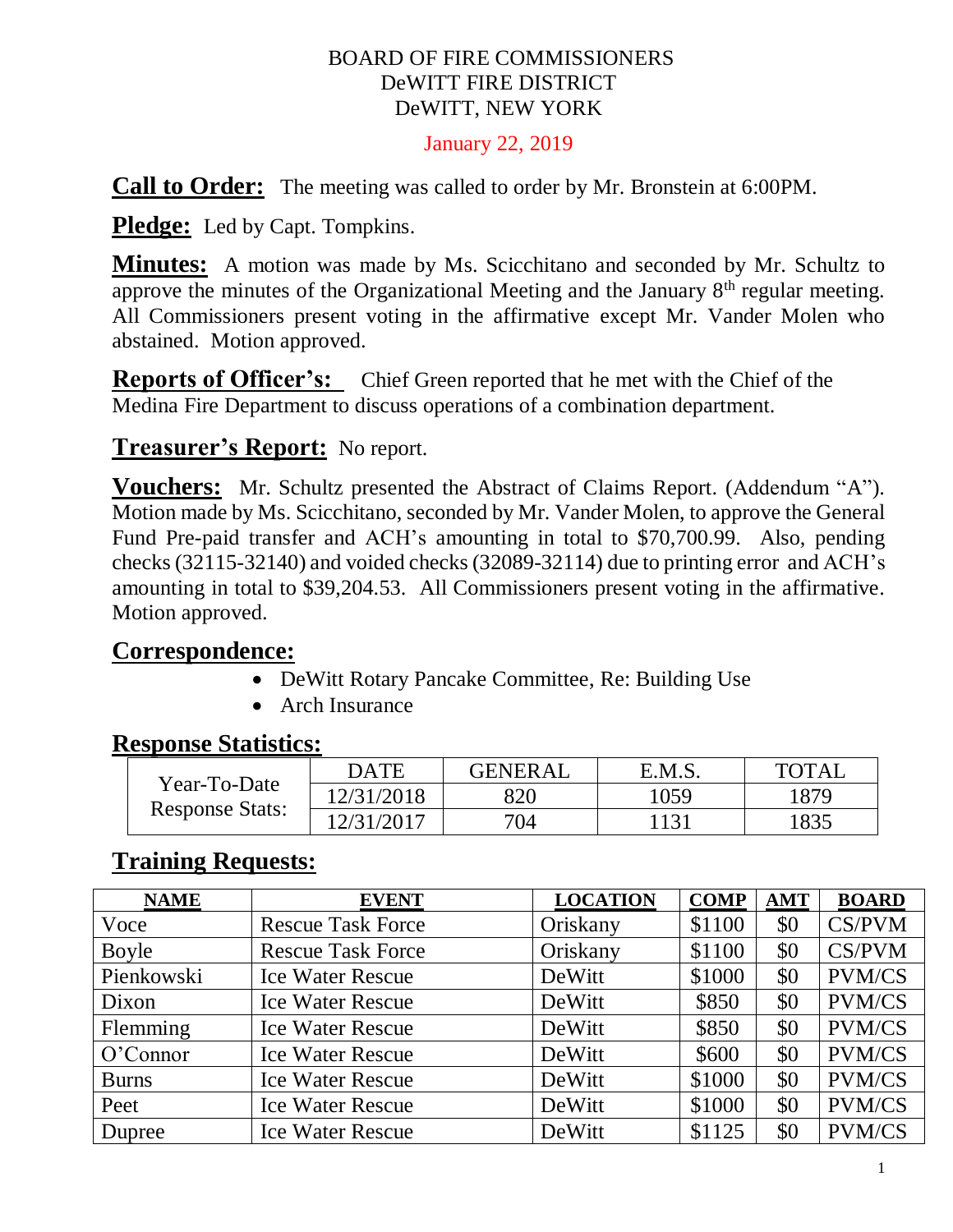BOARD OF FIRE COMMISSIONERS
DeWITT FIRE DISTRICT
DeWITT, NEW YORK

January 22, 2019

**Call to Order:** The meeting was called to order by Mr. Bronstein at 6:00PM.

**Pledge:** Led by Capt. Tompkins.

**Minutes:** A motion was made by Ms. Scicchitano and seconded by Mr. Schultz to approve the minutes of the Organizational Meeting and the January 8th regular meeting. All Commissioners present voting in the affirmative except Mr. Vander Molen who abstained. Motion approved.

**Reports of Officer's:** Chief Green reported that he met with the Chief of the Medina Fire Department to discuss operations of a combination department.

**Treasurer's Report:** No report.

**Vouchers:** Mr. Schultz presented the Abstract of Claims Report. (Addendum "A"). Motion made by Ms. Scicchitano, seconded by Mr. Vander Molen, to approve the General Fund Pre-paid transfer and ACH's amounting in total to $70,700.99. Also, pending checks (32115-32140) and voided checks (32089-32114) due to printing error and ACH's amounting in total to $39,204.53. All Commissioners present voting in the affirmative. Motion approved.

**Correspondence:**

- DeWitt Rotary Pancake Committee, Re: Building Use
- Arch Insurance

**Response Statistics:**

| | DATE | GENERAL | E.M.S. | TOTAL |
|---|---|---|---|---|
| Year-To-Date Response Stats: | 12/31/2018 | 820 | 1059 | 1879 |
| | 12/31/2017 | 704 | 1131 | 1835 |

**Training Requests:**

| NAME | EVENT | LOCATION | COMP | AMT | BOARD |
|---|---|---|---|---|---|
| Voce | Rescue Task Force | Oriskany | $1100 | $0 | CS/PVM |
| Boyle | Rescue Task Force | Oriskany | $1100 | $0 | CS/PVM |
| Pienkowski | Ice Water Rescue | DeWitt | $1000 | $0 | PVM/CS |
| Dixon | Ice Water Rescue | DeWitt | $850 | $0 | PVM/CS |
| Flemming | Ice Water Rescue | DeWitt | $850 | $0 | PVM/CS |
| O'Connor | Ice Water Rescue | DeWitt | $600 | $0 | PVM/CS |
| Burns | Ice Water Rescue | DeWitt | $1000 | $0 | PVM/CS |
| Peet | Ice Water Rescue | DeWitt | $1000 | $0 | PVM/CS |
| Dupree | Ice Water Rescue | DeWitt | $1125 | $0 | PVM/CS |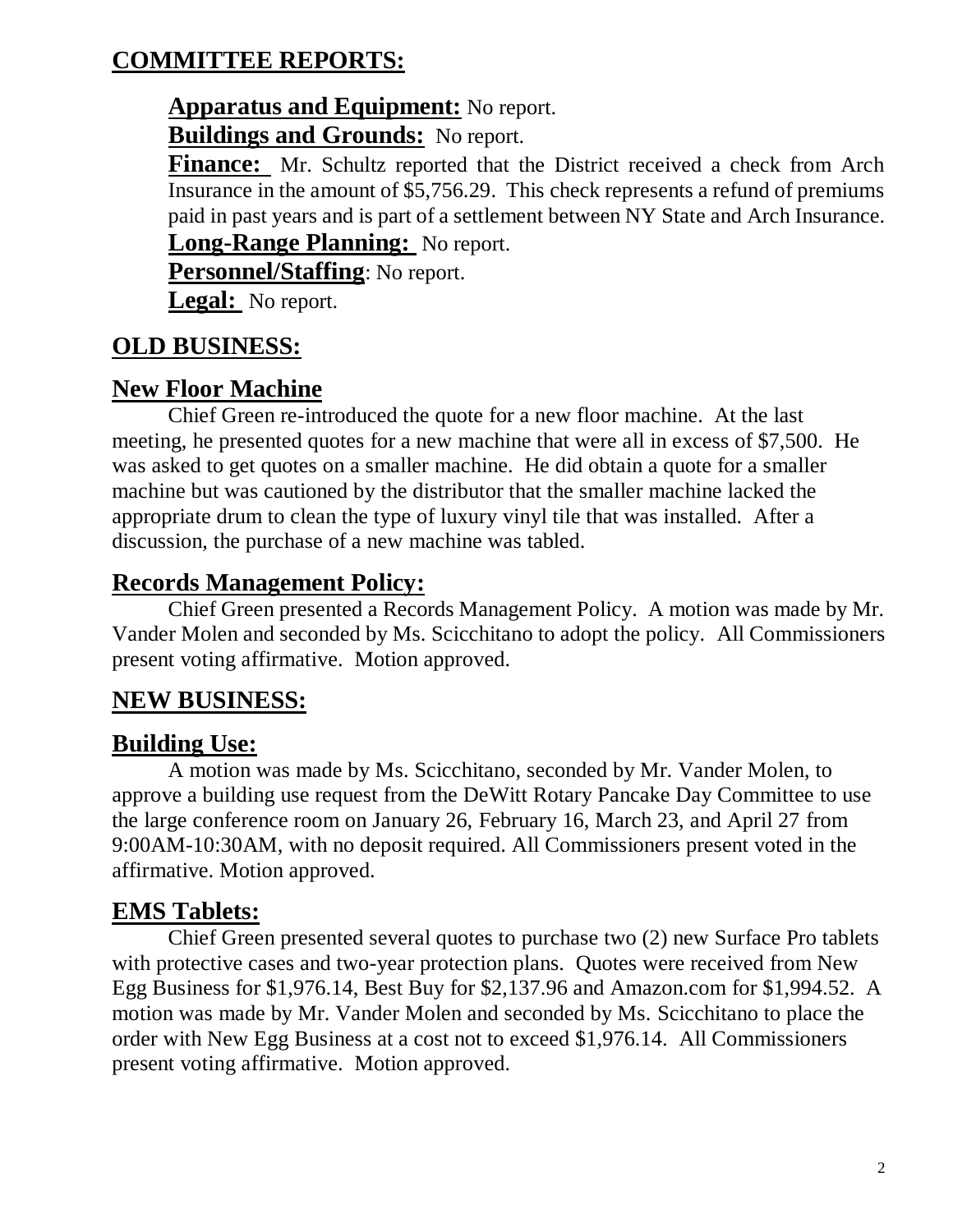## COMMITTEE REPORTS:

**Apparatus and Equipment:** No report.

**Buildings and Grounds:** No report.

**Finance:** Mr. Schultz reported that the District received a check from Arch Insurance in the amount of $5,756.29. This check represents a refund of premiums paid in past years and is part of a settlement between NY State and Arch Insurance.

**Long-Range Planning:** No report.

**Personnel/Staffing**: No report.

**Legal:** No report.

## OLD BUSINESS:

### New Floor Machine

Chief Green re-introduced the quote for a new floor machine. At the last meeting, he presented quotes for a new machine that were all in excess of $7,500. He was asked to get quotes on a smaller machine. He did obtain a quote for a smaller machine but was cautioned by the distributor that the smaller machine lacked the appropriate drum to clean the type of luxury vinyl tile that was installed. After a discussion, the purchase of a new machine was tabled.

### Records Management Policy:

Chief Green presented a Records Management Policy. A motion was made by Mr. Vander Molen and seconded by Ms. Scicchitano to adopt the policy. All Commissioners present voting affirmative. Motion approved.

## NEW BUSINESS:

### Building Use:

A motion was made by Ms. Scicchitano, seconded by Mr. Vander Molen, to approve a building use request from the DeWitt Rotary Pancake Day Committee to use the large conference room on January 26, February 16, March 23, and April 27 from 9:00AM-10:30AM, with no deposit required. All Commissioners present voted in the affirmative. Motion approved.

### EMS Tablets:

Chief Green presented several quotes to purchase two (2) new Surface Pro tablets with protective cases and two-year protection plans. Quotes were received from New Egg Business for $1,976.14, Best Buy for $2,137.96 and Amazon.com for $1,994.52. A motion was made by Mr. Vander Molen and seconded by Ms. Scicchitano to place the order with New Egg Business at a cost not to exceed $1,976.14. All Commissioners present voting affirmative. Motion approved.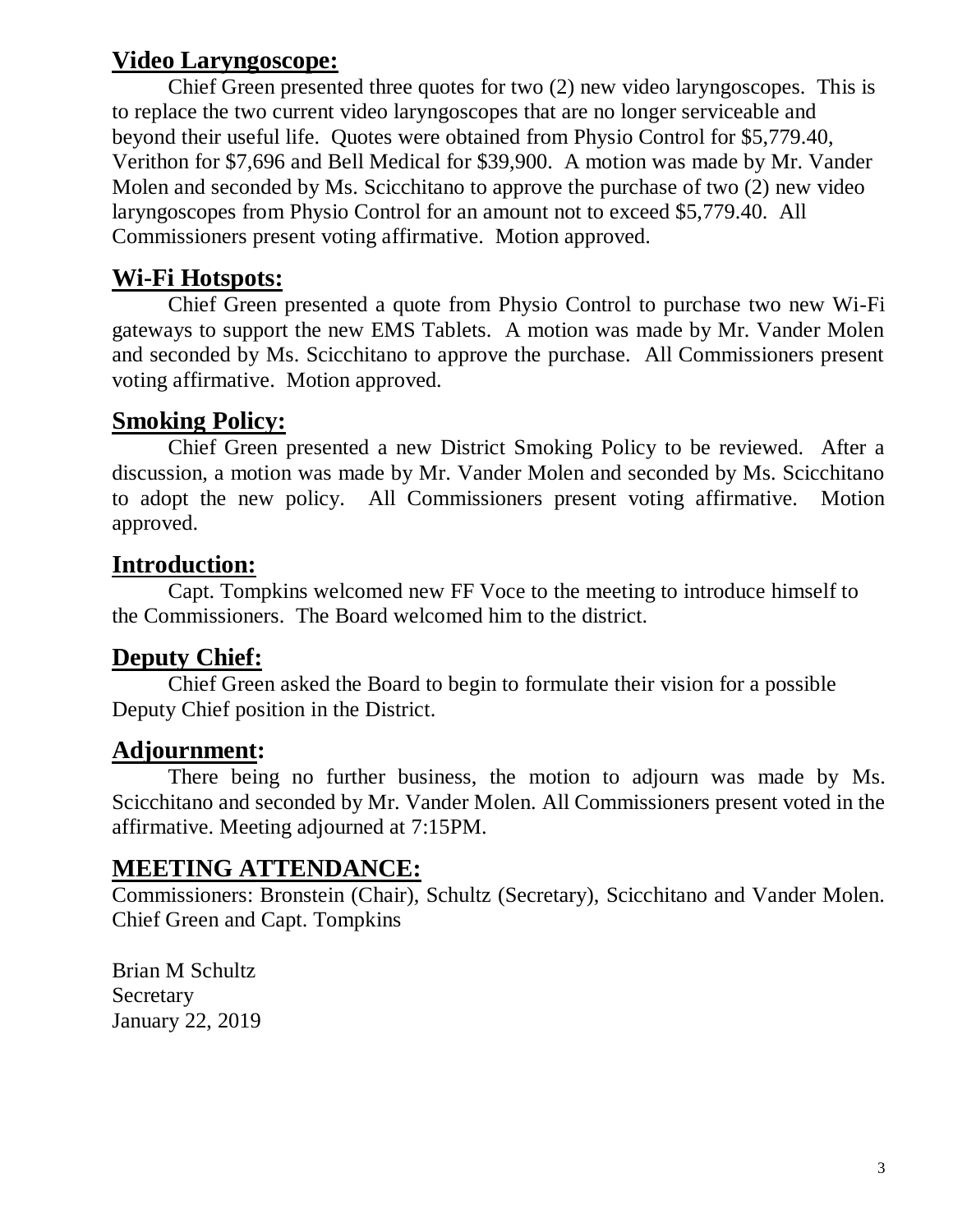## Video Laryngoscope:

Chief Green presented three quotes for two (2) new video laryngoscopes. This is to replace the two current video laryngoscopes that are no longer serviceable and beyond their useful life. Quotes were obtained from Physio Control for $5,779.40, Verithon for $7,696 and Bell Medical for $39,900. A motion was made by Mr. Vander Molen and seconded by Ms. Scicchitano to approve the purchase of two (2) new video laryngoscopes from Physio Control for an amount not to exceed $5,779.40. All Commissioners present voting affirmative. Motion approved.

## Wi-Fi Hotspots:

Chief Green presented a quote from Physio Control to purchase two new Wi-Fi gateways to support the new EMS Tablets. A motion was made by Mr. Vander Molen and seconded by Ms. Scicchitano to approve the purchase. All Commissioners present voting affirmative. Motion approved.

## Smoking Policy:

Chief Green presented a new District Smoking Policy to be reviewed. After a discussion, a motion was made by Mr. Vander Molen and seconded by Ms. Scicchitano to adopt the new policy. All Commissioners present voting affirmative. Motion approved.

## Introduction:

Capt. Tompkins welcomed new FF Voce to the meeting to introduce himself to the Commissioners. The Board welcomed him to the district.

## Deputy Chief:

Chief Green asked the Board to begin to formulate their vision for a possible Deputy Chief position in the District.

## Adjournment:

There being no further business, the motion to adjourn was made by Ms. Scicchitano and seconded by Mr. Vander Molen. All Commissioners present voted in the affirmative. Meeting adjourned at 7:15PM.

## MEETING ATTENDANCE:

Commissioners: Bronstein (Chair), Schultz (Secretary), Scicchitano and Vander Molen. Chief Green and Capt. Tompkins

Brian M Schultz
Secretary
January 22, 2019